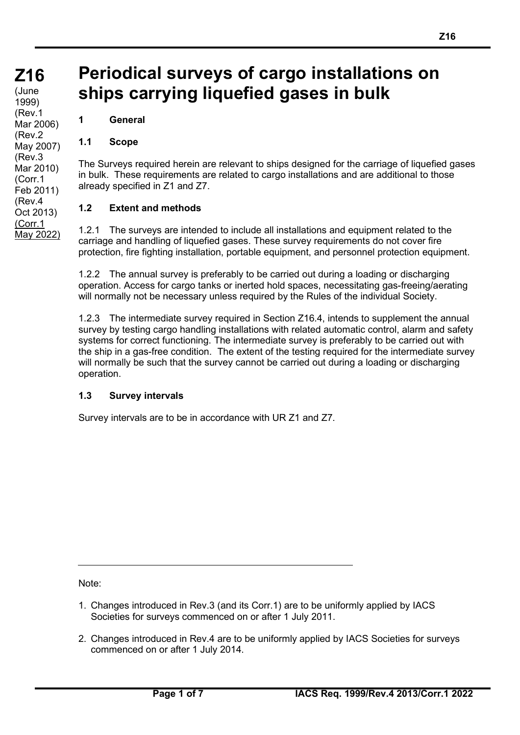# Z16

(June 1999)
(Rev.1 Mar 2006)
(Rev.2 May 2007)
(Rev.3 Mar 2010)
(Corr.1 Feb 2011)
(Rev.4 Oct 2013)
(Corr.1 May 2022)

# Periodical surveys of cargo installations on ships carrying liquefied gases in bulk

## 1 General

### 1.1 Scope

The Surveys required herein are relevant to ships designed for the carriage of liquefied gases in bulk. These requirements are related to cargo installations and are additional to those already specified in Z1 and Z7.

### 1.2 Extent and methods

1.2.1 The surveys are intended to include all installations and equipment related to the carriage and handling of liquefied gases. These survey requirements do not cover fire protection, fire fighting installation, portable equipment, and personnel protection equipment.

1.2.2 The annual survey is preferably to be carried out during a loading or discharging operation. Access for cargo tanks or inerted hold spaces, necessitating gas-freeing/aerating will normally not be necessary unless required by the Rules of the individual Society.

1.2.3 The intermediate survey required in Section Z16.4, intends to supplement the annual survey by testing cargo handling installations with related automatic control, alarm and safety systems for correct functioning. The intermediate survey is preferably to be carried out with the ship in a gas-free condition. The extent of the testing required for the intermediate survey will normally be such that the survey cannot be carried out during a loading or discharging operation.

### 1.3 Survey intervals

Survey intervals are to be in accordance with UR Z1 and Z7.

---

Note:

1. Changes introduced in Rev.3 (and its Corr.1) are to be uniformly applied by IACS Societies for surveys commenced on or after 1 July 2011.

2. Changes introduced in Rev.4 are to be uniformly applied by IACS Societies for surveys commenced on or after 1 July 2014.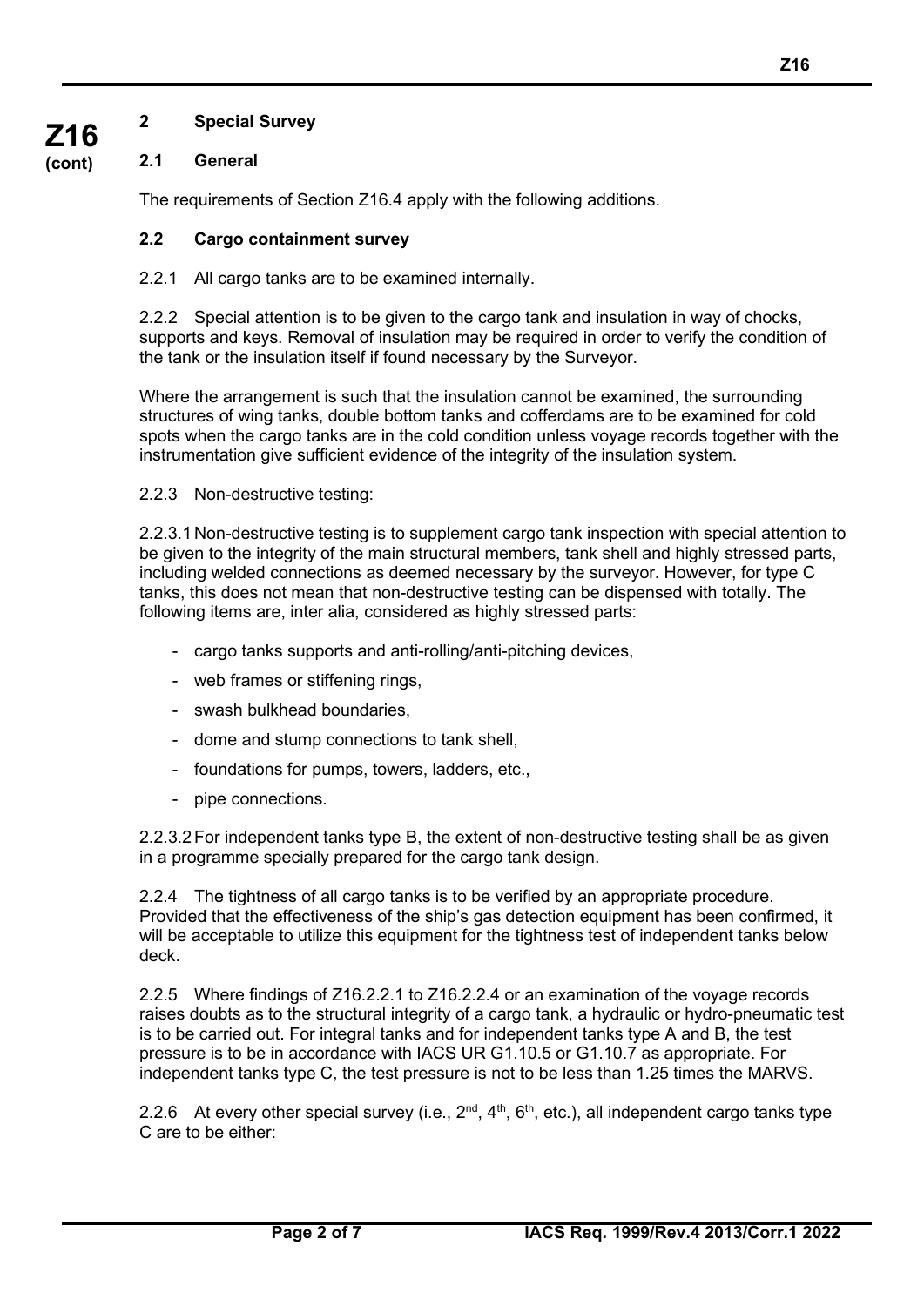## 2 Special Survey

### 2.1 General

The requirements of Section Z16.4 apply with the following additions.

### 2.2 Cargo containment survey

2.2.1 All cargo tanks are to be examined internally.

2.2.2 Special attention is to be given to the cargo tank and insulation in way of chocks, supports and keys. Removal of insulation may be required in order to verify the condition of the tank or the insulation itself if found necessary by the Surveyor.

Where the arrangement is such that the insulation cannot be examined, the surrounding structures of wing tanks, double bottom tanks and cofferdams are to be examined for cold spots when the cargo tanks are in the cold condition unless voyage records together with the instrumentation give sufficient evidence of the integrity of the insulation system.

2.2.3 Non-destructive testing:

2.2.3.1 Non-destructive testing is to supplement cargo tank inspection with special attention to be given to the integrity of the main structural members, tank shell and highly stressed parts, including welded connections as deemed necessary by the surveyor. However, for type C tanks, this does not mean that non-destructive testing can be dispensed with totally. The following items are, inter alia, considered as highly stressed parts:

- cargo tanks supports and anti-rolling/anti-pitching devices,
- web frames or stiffening rings,
- swash bulkhead boundaries,
- dome and stump connections to tank shell,
- foundations for pumps, towers, ladders, etc.,
- pipe connections.

2.2.3.2 For independent tanks type B, the extent of non-destructive testing shall be as given in a programme specially prepared for the cargo tank design.

2.2.4 The tightness of all cargo tanks is to be verified by an appropriate procedure. Provided that the effectiveness of the ship's gas detection equipment has been confirmed, it will be acceptable to utilize this equipment for the tightness test of independent tanks below deck.

2.2.5 Where findings of Z16.2.2.1 to Z16.2.2.4 or an examination of the voyage records raises doubts as to the structural integrity of a cargo tank, a hydraulic or hydro-pneumatic test is to be carried out. For integral tanks and for independent tanks type A and B, the test pressure is to be in accordance with IACS UR G1.10.5 or G1.10.7 as appropriate. For independent tanks type C, the test pressure is not to be less than 1.25 times the MARVS.

2.2.6 At every other special survey (i.e., 2nd, 4th, 6th, etc.), all independent cargo tanks type C are to be either: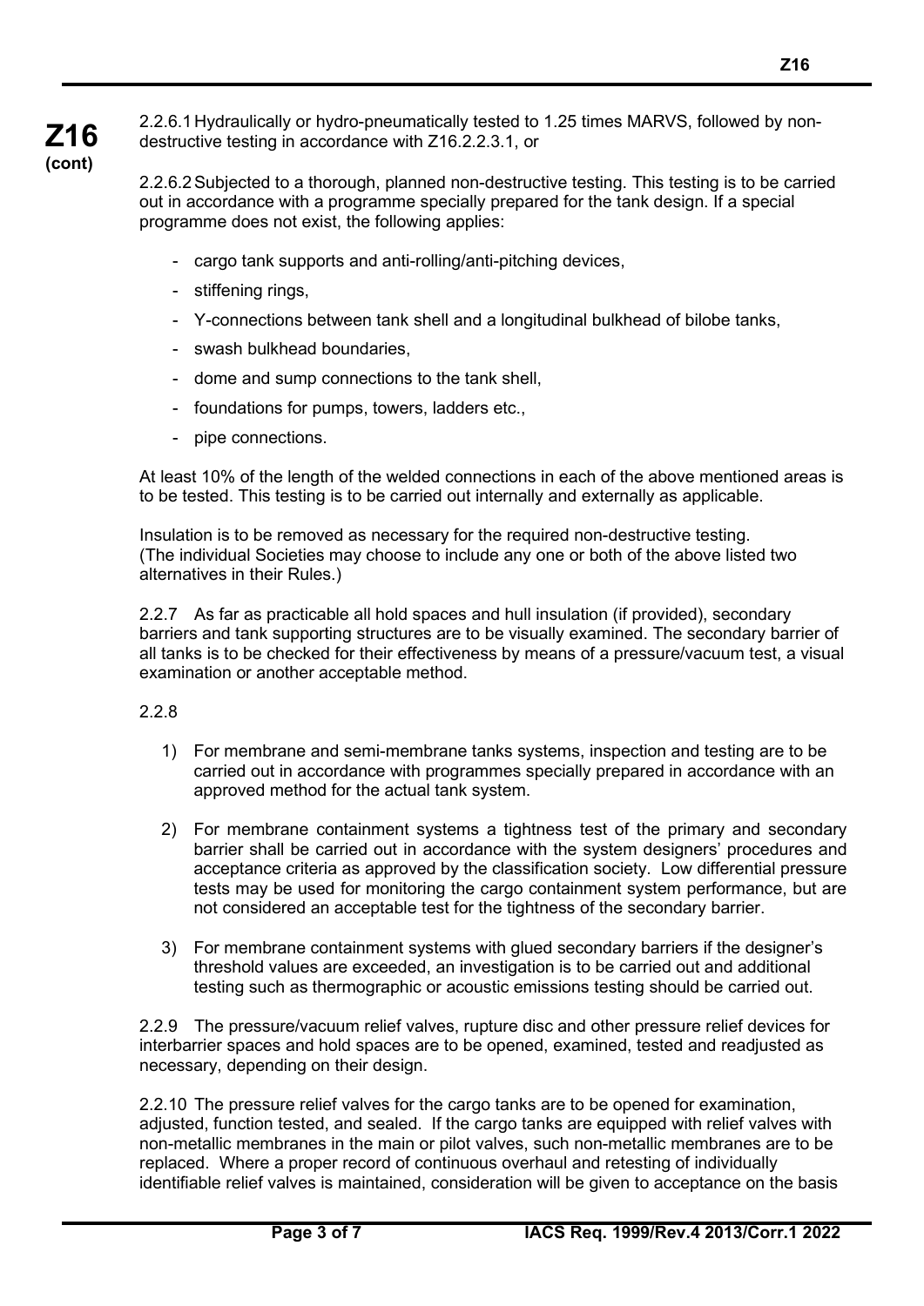2.2.6.1 Hydraulically or hydro-pneumatically tested to 1.25 times MARVS, followed by non-destructive testing in accordance with Z16.2.2.3.1, or

2.2.6.2 Subjected to a thorough, planned non-destructive testing. This testing is to be carried out in accordance with a programme specially prepared for the tank design. If a special programme does not exist, the following applies:

- cargo tank supports and anti-rolling/anti-pitching devices,
- stiffening rings,
- Y-connections between tank shell and a longitudinal bulkhead of bilobe tanks,
- swash bulkhead boundaries,
- dome and sump connections to the tank shell,
- foundations for pumps, towers, ladders etc.,
- pipe connections.

At least 10% of the length of the welded connections in each of the above mentioned areas is to be tested. This testing is to be carried out internally and externally as applicable.

Insulation is to be removed as necessary for the required non-destructive testing. (The individual Societies may choose to include any one or both of the above listed two alternatives in their Rules.)

2.2.7 As far as practicable all hold spaces and hull insulation (if provided), secondary barriers and tank supporting structures are to be visually examined. The secondary barrier of all tanks is to be checked for their effectiveness by means of a pressure/vacuum test, a visual examination or another acceptable method.

2.2.8

1) For membrane and semi-membrane tanks systems, inspection and testing are to be carried out in accordance with programmes specially prepared in accordance with an approved method for the actual tank system.

2) For membrane containment systems a tightness test of the primary and secondary barrier shall be carried out in accordance with the system designers' procedures and acceptance criteria as approved by the classification society. Low differential pressure tests may be used for monitoring the cargo containment system performance, but are not considered an acceptable test for the tightness of the secondary barrier.

3) For membrane containment systems with glued secondary barriers if the designer's threshold values are exceeded, an investigation is to be carried out and additional testing such as thermographic or acoustic emissions testing should be carried out.

2.2.9 The pressure/vacuum relief valves, rupture disc and other pressure relief devices for interbarrier spaces and hold spaces are to be opened, examined, tested and readjusted as necessary, depending on their design.

2.2.10 The pressure relief valves for the cargo tanks are to be opened for examination, adjusted, function tested, and sealed. If the cargo tanks are equipped with relief valves with non-metallic membranes in the main or pilot valves, such non-metallic membranes are to be replaced. Where a proper record of continuous overhaul and retesting of individually identifiable relief valves is maintained, consideration will be given to acceptance on the basis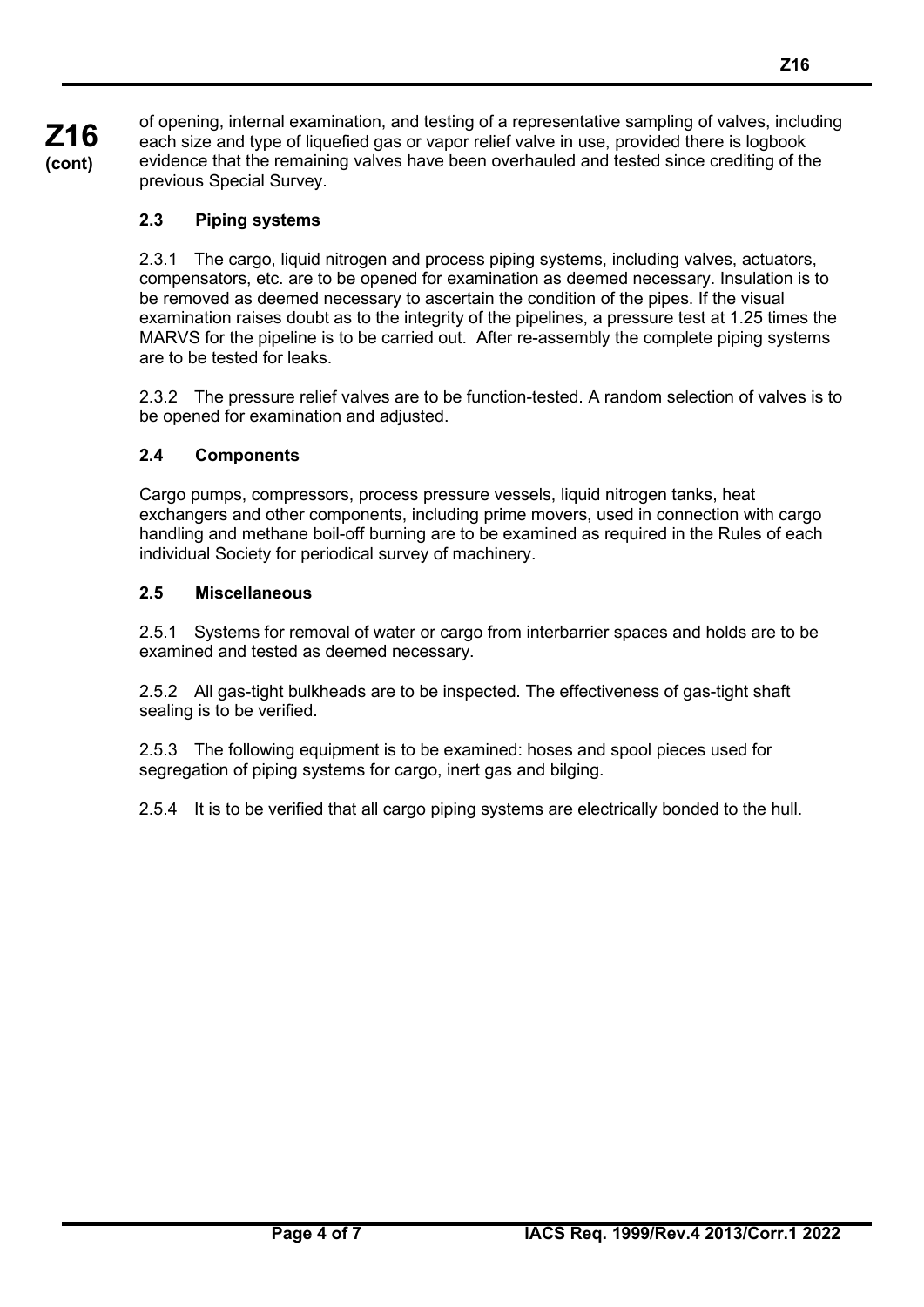of opening, internal examination, and testing of a representative sampling of valves, including each size and type of liquefied gas or vapor relief valve in use, provided there is logbook evidence that the remaining valves have been overhauled and tested since crediting of the previous Special Survey.

### 2.3 Piping systems

2.3.1 The cargo, liquid nitrogen and process piping systems, including valves, actuators, compensators, etc. are to be opened for examination as deemed necessary. Insulation is to be removed as deemed necessary to ascertain the condition of the pipes. If the visual examination raises doubt as to the integrity of the pipelines, a pressure test at 1.25 times the MARVS for the pipeline is to be carried out. After re-assembly the complete piping systems are to be tested for leaks.

2.3.2 The pressure relief valves are to be function-tested. A random selection of valves is to be opened for examination and adjusted.

### 2.4 Components

Cargo pumps, compressors, process pressure vessels, liquid nitrogen tanks, heat exchangers and other components, including prime movers, used in connection with cargo handling and methane boil-off burning are to be examined as required in the Rules of each individual Society for periodical survey of machinery.

### 2.5 Miscellaneous

2.5.1 Systems for removal of water or cargo from interbarrier spaces and holds are to be examined and tested as deemed necessary.

2.5.2 All gas-tight bulkheads are to be inspected. The effectiveness of gas-tight shaft sealing is to be verified.

2.5.3 The following equipment is to be examined: hoses and spool pieces used for segregation of piping systems for cargo, inert gas and bilging.

2.5.4 It is to be verified that all cargo piping systems are electrically bonded to the hull.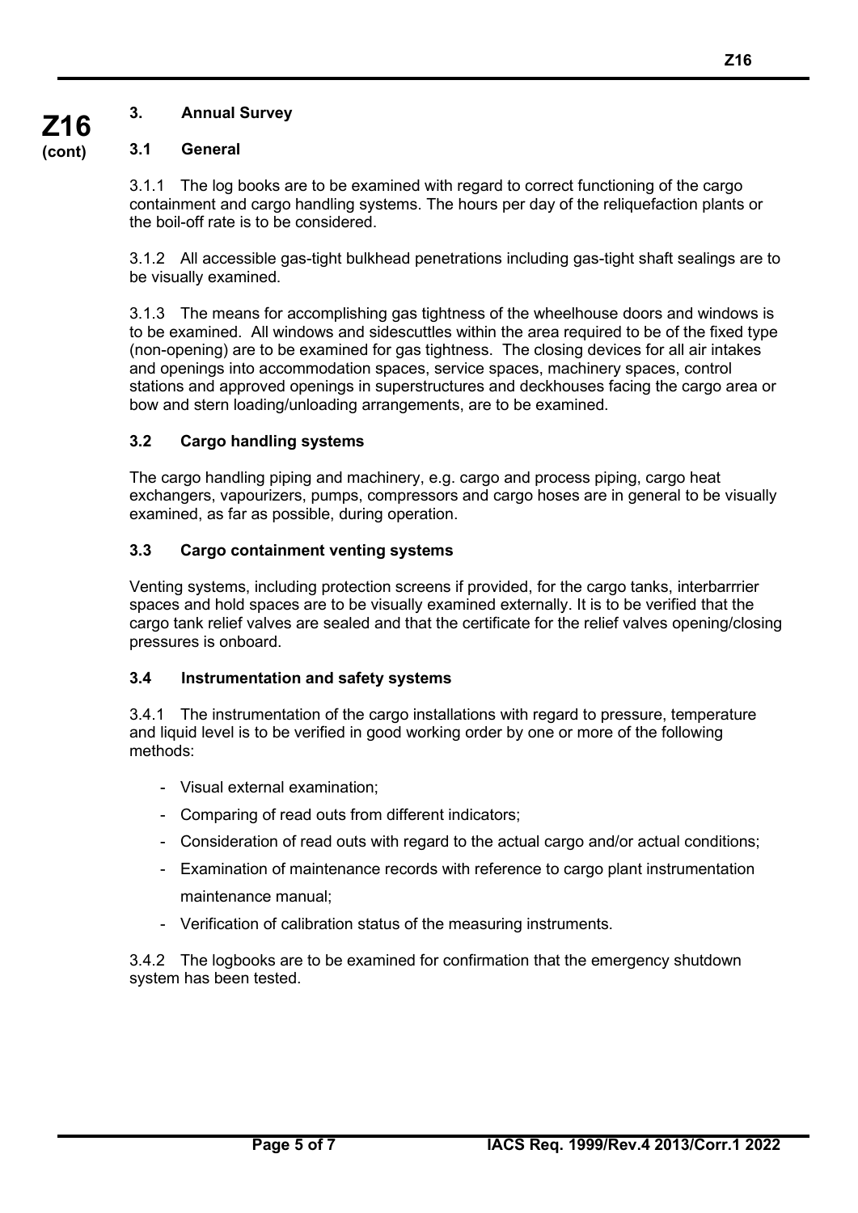## 3. Annual Survey

### 3.1 General

3.1.1 The log books are to be examined with regard to correct functioning of the cargo containment and cargo handling systems. The hours per day of the reliquefaction plants or the boil-off rate is to be considered.

3.1.2 All accessible gas-tight bulkhead penetrations including gas-tight shaft sealings are to be visually examined.

3.1.3 The means for accomplishing gas tightness of the wheelhouse doors and windows is to be examined. All windows and sidescuttles within the area required to be of the fixed type (non-opening) are to be examined for gas tightness. The closing devices for all air intakes and openings into accommodation spaces, service spaces, machinery spaces, control stations and approved openings in superstructures and deckhouses facing the cargo area or bow and stern loading/unloading arrangements, are to be examined.

### 3.2 Cargo handling systems

The cargo handling piping and machinery, e.g. cargo and process piping, cargo heat exchangers, vapourizers, pumps, compressors and cargo hoses are in general to be visually examined, as far as possible, during operation.

### 3.3 Cargo containment venting systems

Venting systems, including protection screens if provided, for the cargo tanks, interbarrrier spaces and hold spaces are to be visually examined externally. It is to be verified that the cargo tank relief valves are sealed and that the certificate for the relief valves opening/closing pressures is onboard.

### 3.4 Instrumentation and safety systems

3.4.1 The instrumentation of the cargo installations with regard to pressure, temperature and liquid level is to be verified in good working order by one or more of the following methods:

- Visual external examination;
- Comparing of read outs from different indicators;
- Consideration of read outs with regard to the actual cargo and/or actual conditions;
- Examination of maintenance records with reference to cargo plant instrumentation maintenance manual;
- Verification of calibration status of the measuring instruments.

3.4.2 The logbooks are to be examined for confirmation that the emergency shutdown system has been tested.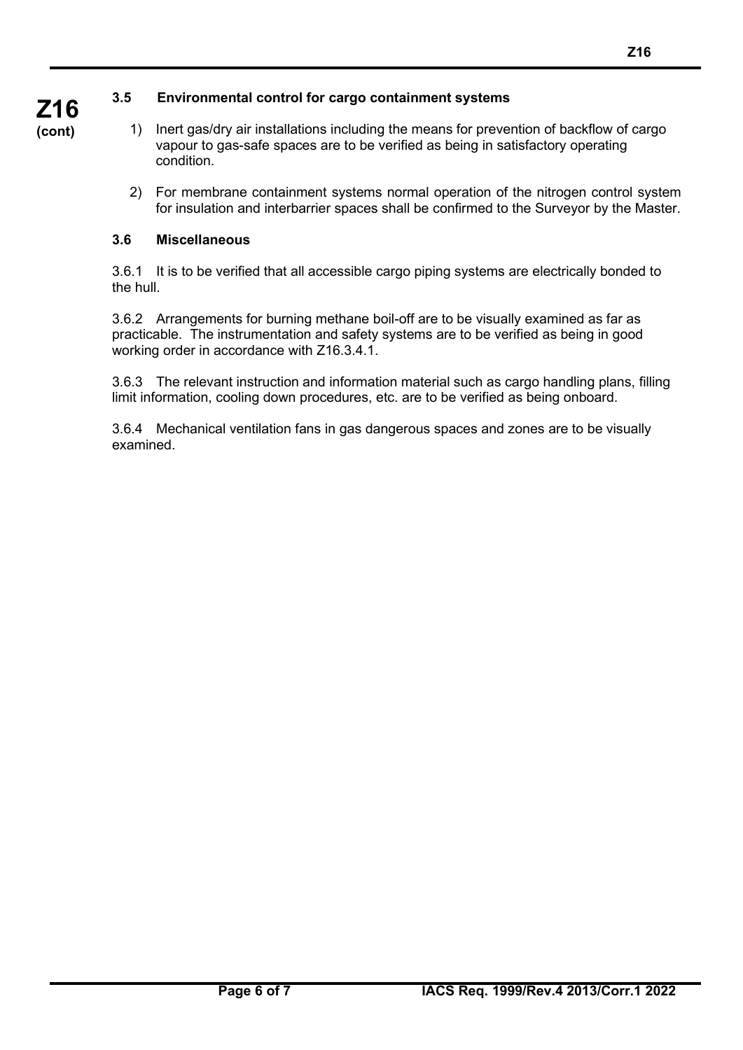### 3.5 Environmental control for cargo containment systems

1) Inert gas/dry air installations including the means for prevention of backflow of cargo vapour to gas-safe spaces are to be verified as being in satisfactory operating condition.

2) For membrane containment systems normal operation of the nitrogen control system for insulation and interbarrier spaces shall be confirmed to the Surveyor by the Master.

### 3.6 Miscellaneous

3.6.1 It is to be verified that all accessible cargo piping systems are electrically bonded to the hull.

3.6.2 Arrangements for burning methane boil-off are to be visually examined as far as practicable. The instrumentation and safety systems are to be verified as being in good working order in accordance with Z16.3.4.1.

3.6.3 The relevant instruction and information material such as cargo handling plans, filling limit information, cooling down procedures, etc. are to be verified as being onboard.

3.6.4 Mechanical ventilation fans in gas dangerous spaces and zones are to be visually examined.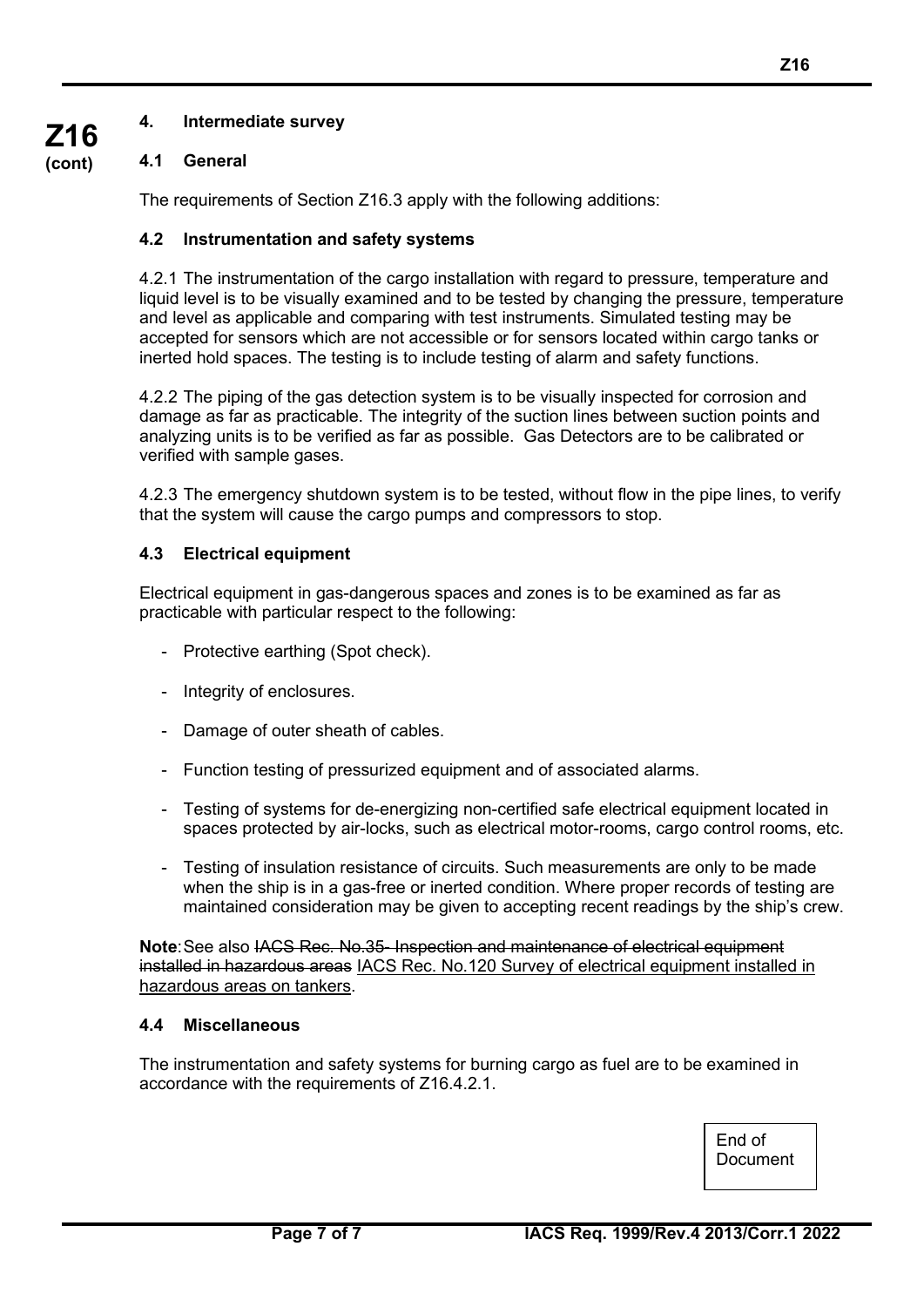## 4. Intermediate survey

### 4.1 General

The requirements of Section Z16.3 apply with the following additions:

### 4.2 Instrumentation and safety systems

4.2.1 The instrumentation of the cargo installation with regard to pressure, temperature and liquid level is to be visually examined and to be tested by changing the pressure, temperature and level as applicable and comparing with test instruments. Simulated testing may be accepted for sensors which are not accessible or for sensors located within cargo tanks or inerted hold spaces. The testing is to include testing of alarm and safety functions.

4.2.2 The piping of the gas detection system is to be visually inspected for corrosion and damage as far as practicable. The integrity of the suction lines between suction points and analyzing units is to be verified as far as possible. Gas Detectors are to be calibrated or verified with sample gases.

4.2.3 The emergency shutdown system is to be tested, without flow in the pipe lines, to verify that the system will cause the cargo pumps and compressors to stop.

### 4.3 Electrical equipment

Electrical equipment in gas-dangerous spaces and zones is to be examined as far as practicable with particular respect to the following:

- Protective earthing (Spot check).
- Integrity of enclosures.
- Damage of outer sheath of cables.
- Function testing of pressurized equipment and of associated alarms.
- Testing of systems for de-energizing non-certified safe electrical equipment located in spaces protected by air-locks, such as electrical motor-rooms, cargo control rooms, etc.
- Testing of insulation resistance of circuits. Such measurements are only to be made when the ship is in a gas-free or inerted condition. Where proper records of testing are maintained consideration may be given to accepting recent readings by the ship's crew.

**Note**: See also ~~IACS Rec. No.35- Inspection and maintenance of electrical equipment installed in hazardous areas~~ <u>IACS Rec. No.120 Survey of electrical equipment installed in hazardous areas on tankers</u>.

### 4.4 Miscellaneous

The instrumentation and safety systems for burning cargo as fuel are to be examined in accordance with the requirements of Z16.4.2.1.

End of Document